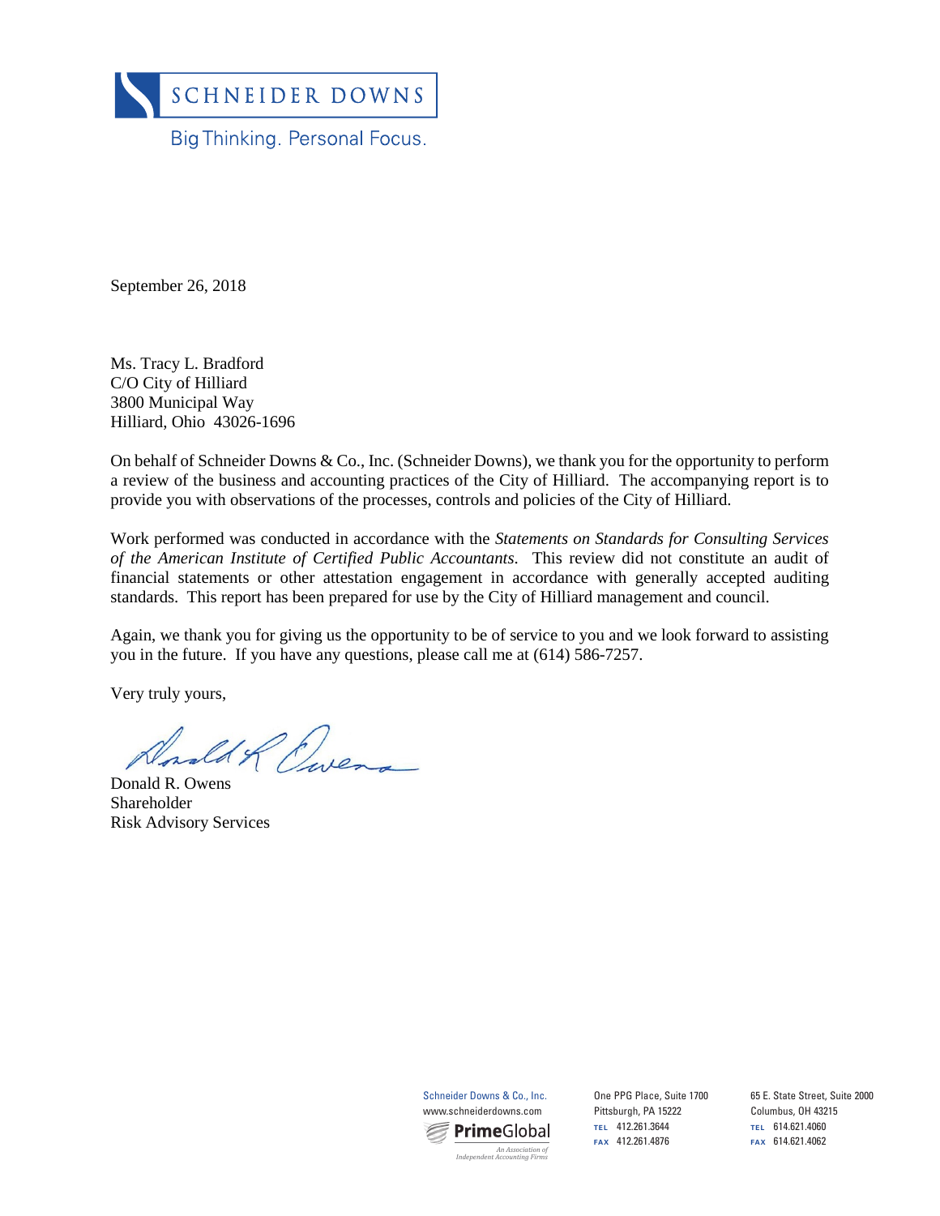SCHNEIDER DOWNS

Big Thinking. Personal Focus.

September 26, 2018

Ms. Tracy L. Bradford
C/O City of Hilliard
3800 Municipal Way
Hilliard, Ohio 43026-1696

On behalf of Schneider Downs & Co., Inc. (Schneider Downs), we thank you for the opportunity to perform a review of the business and accounting practices of the City of Hilliard. The accompanying report is to provide you with observations of the processes, controls and policies of the City of Hilliard.

Work performed was conducted in accordance with the *Statements on Standards for Consulting Services of the American Institute of Certified Public Accountants*. This review did not constitute an audit of financial statements or other attestation engagement in accordance with generally accepted auditing standards. This report has been prepared for use by the City of Hilliard management and council.

Again, we thank you for giving us the opportunity to be of service to you and we look forward to assisting you in the future. If you have any questions, please call me at (614) 586-7257.

Very truly yours,

Donald R. Owens
Shareholder
Risk Advisory Services

Schneider Downs & Co., Inc.
www.schneiderdowns.com

PrimeGlobal
An Association of Independent Accounting Firms

One PPG Place, Suite 1700
Pittsburgh, PA 15222
TEL 412.261.3644
FAX 412.261.4876

65 E. State Street, Suite 2000
Columbus, OH 43215
TEL 614.621.4060
FAX 614.621.4062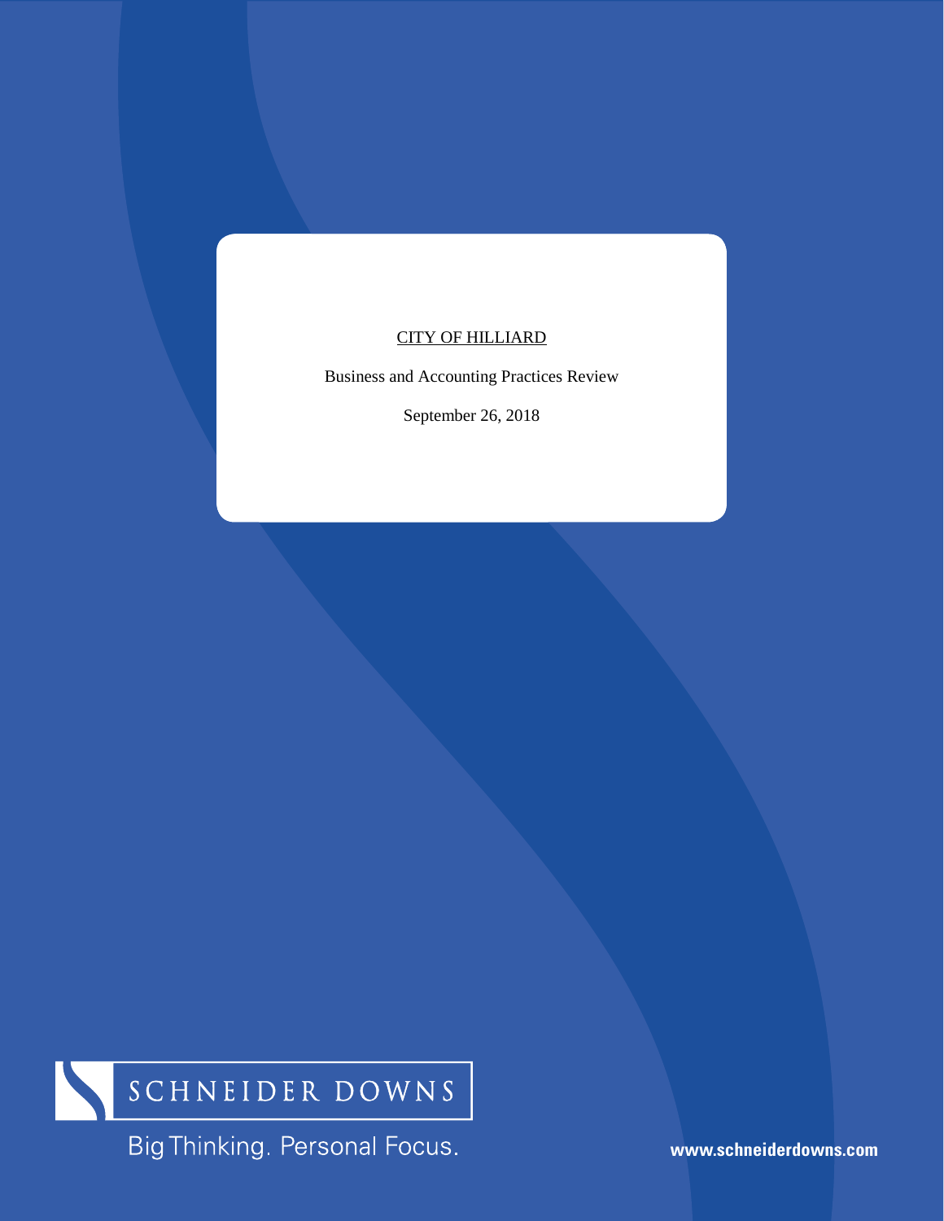CITY OF HILLIARD

Business and Accounting Practices Review

September 26, 2018

SCHNEIDER DOWNS

Big Thinking. Personal Focus.

www.schneiderdowns.com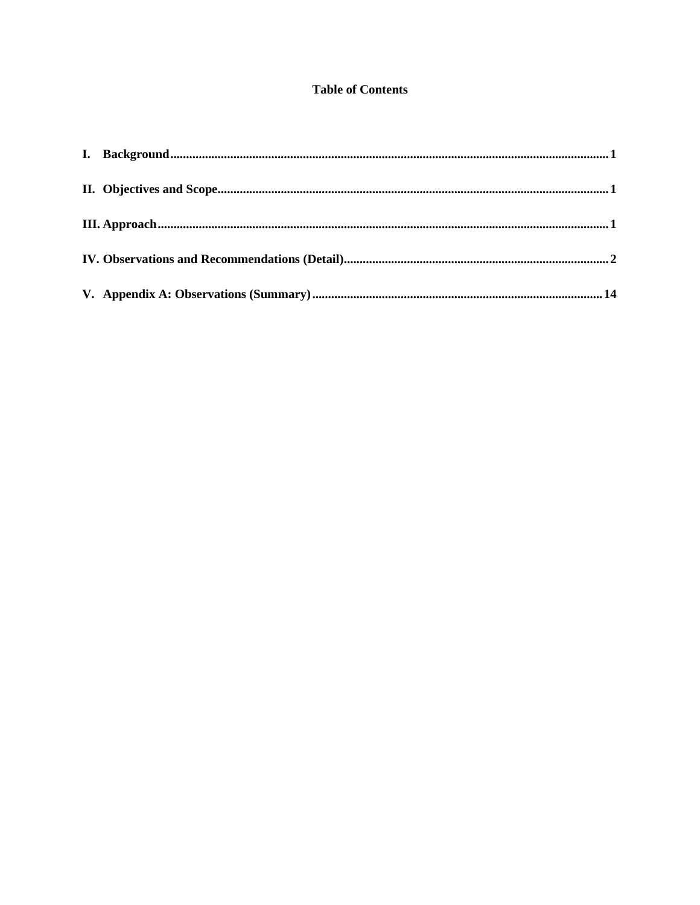# Table of Contents

**I. Background** .......... **1**

**II. Objectives and Scope** .......... **1**

**III. Approach** .......... **1**

**IV. Observations and Recommendations (Detail)** .......... **2**

**V. Appendix A: Observations (Summary)** .......... **14**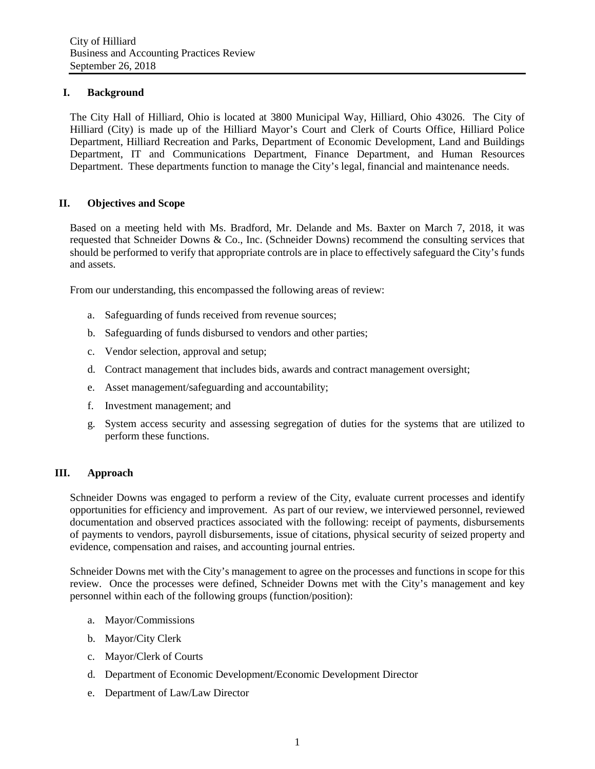## I. Background

The City Hall of Hilliard, Ohio is located at 3800 Municipal Way, Hilliard, Ohio 43026. The City of Hilliard (City) is made up of the Hilliard Mayor's Court and Clerk of Courts Office, Hilliard Police Department, Hilliard Recreation and Parks, Department of Economic Development, Land and Buildings Department, IT and Communications Department, Finance Department, and Human Resources Department. These departments function to manage the City's legal, financial and maintenance needs.

## II. Objectives and Scope

Based on a meeting held with Ms. Bradford, Mr. Delande and Ms. Baxter on March 7, 2018, it was requested that Schneider Downs & Co., Inc. (Schneider Downs) recommend the consulting services that should be performed to verify that appropriate controls are in place to effectively safeguard the City's funds and assets.

From our understanding, this encompassed the following areas of review:

a. Safeguarding of funds received from revenue sources;

b. Safeguarding of funds disbursed to vendors and other parties;

c. Vendor selection, approval and setup;

d. Contract management that includes bids, awards and contract management oversight;

e. Asset management/safeguarding and accountability;

f. Investment management; and

g. System access security and assessing segregation of duties for the systems that are utilized to perform these functions.

## III. Approach

Schneider Downs was engaged to perform a review of the City, evaluate current processes and identify opportunities for efficiency and improvement. As part of our review, we interviewed personnel, reviewed documentation and observed practices associated with the following: receipt of payments, disbursements of payments to vendors, payroll disbursements, issue of citations, physical security of seized property and evidence, compensation and raises, and accounting journal entries.

Schneider Downs met with the City's management to agree on the processes and functions in scope for this review. Once the processes were defined, Schneider Downs met with the City's management and key personnel within each of the following groups (function/position):

a. Mayor/Commissions

b. Mayor/City Clerk

c. Mayor/Clerk of Courts

d. Department of Economic Development/Economic Development Director

e. Department of Law/Law Director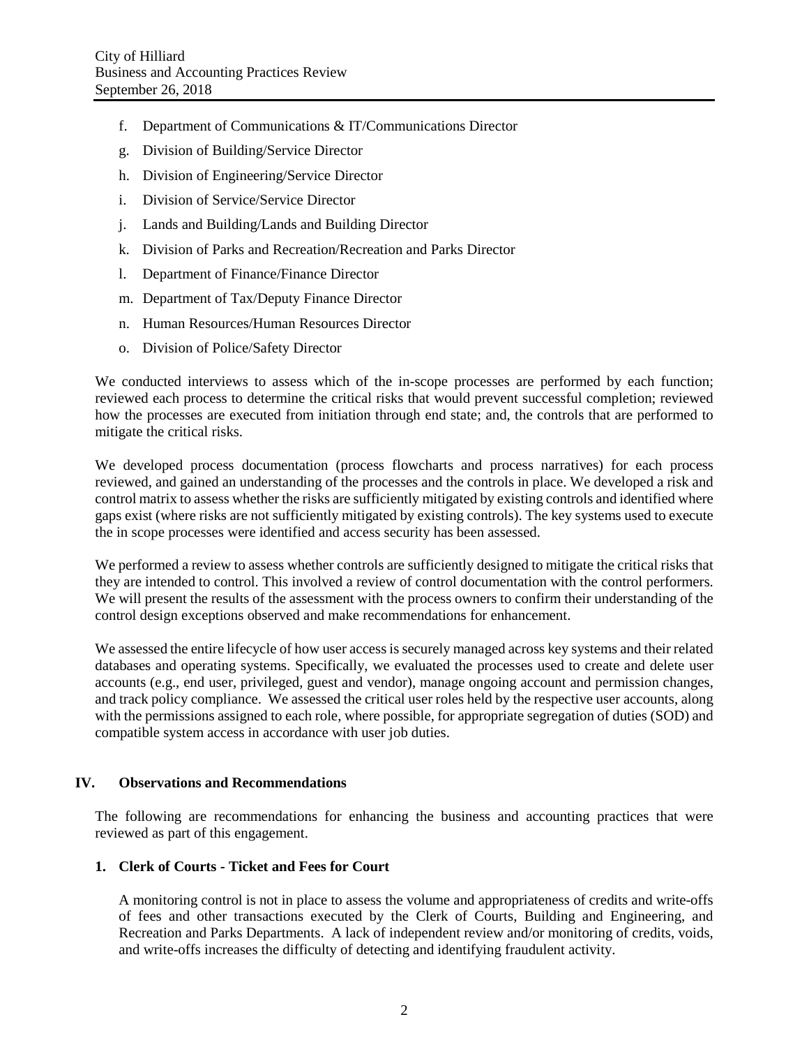f. Department of Communications & IT/Communications Director
g. Division of Building/Service Director
h. Division of Engineering/Service Director
i. Division of Service/Service Director
j. Lands and Building/Lands and Building Director
k. Division of Parks and Recreation/Recreation and Parks Director
l. Department of Finance/Finance Director
m. Department of Tax/Deputy Finance Director
n. Human Resources/Human Resources Director
o. Division of Police/Safety Director

We conducted interviews to assess which of the in-scope processes are performed by each function; reviewed each process to determine the critical risks that would prevent successful completion; reviewed how the processes are executed from initiation through end state; and, the controls that are performed to mitigate the critical risks.

We developed process documentation (process flowcharts and process narratives) for each process reviewed, and gained an understanding of the processes and the controls in place. We developed a risk and control matrix to assess whether the risks are sufficiently mitigated by existing controls and identified where gaps exist (where risks are not sufficiently mitigated by existing controls). The key systems used to execute the in scope processes were identified and access security has been assessed.

We performed a review to assess whether controls are sufficiently designed to mitigate the critical risks that they are intended to control. This involved a review of control documentation with the control performers. We will present the results of the assessment with the process owners to confirm their understanding of the control design exceptions observed and make recommendations for enhancement.

We assessed the entire lifecycle of how user access is securely managed across key systems and their related databases and operating systems. Specifically, we evaluated the processes used to create and delete user accounts (e.g., end user, privileged, guest and vendor), manage ongoing account and permission changes, and track policy compliance. We assessed the critical user roles held by the respective user accounts, along with the permissions assigned to each role, where possible, for appropriate segregation of duties (SOD) and compatible system access in accordance with user job duties.

## IV. Observations and Recommendations

The following are recommendations for enhancing the business and accounting practices that were reviewed as part of this engagement.

### 1. Clerk of Courts - Ticket and Fees for Court

A monitoring control is not in place to assess the volume and appropriateness of credits and write-offs of fees and other transactions executed by the Clerk of Courts, Building and Engineering, and Recreation and Parks Departments. A lack of independent review and/or monitoring of credits, voids, and write-offs increases the difficulty of detecting and identifying fraudulent activity.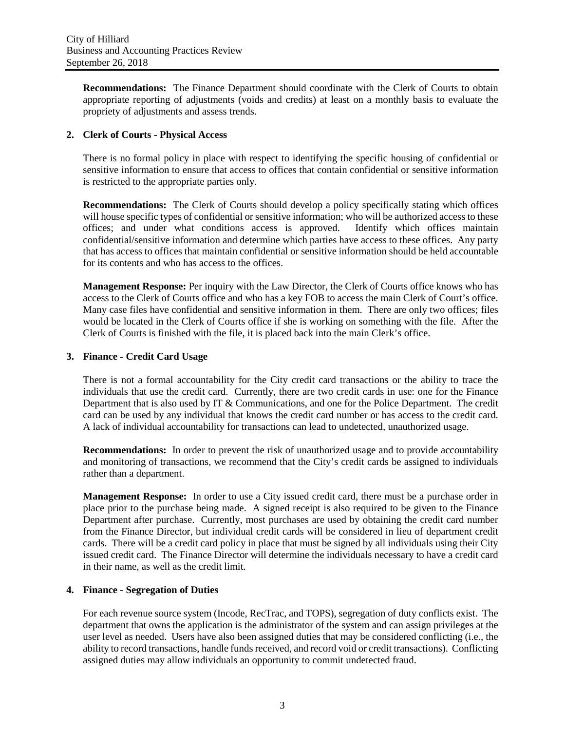**Recommendations:** The Finance Department should coordinate with the Clerk of Courts to obtain appropriate reporting of adjustments (voids and credits) at least on a monthly basis to evaluate the propriety of adjustments and assess trends.

**2. Clerk of Courts - Physical Access**

There is no formal policy in place with respect to identifying the specific housing of confidential or sensitive information to ensure that access to offices that contain confidential or sensitive information is restricted to the appropriate parties only.

**Recommendations:** The Clerk of Courts should develop a policy specifically stating which offices will house specific types of confidential or sensitive information; who will be authorized access to these offices; and under what conditions access is approved. Identify which offices maintain confidential/sensitive information and determine which parties have access to these offices. Any party that has access to offices that maintain confidential or sensitive information should be held accountable for its contents and who has access to the offices.

**Management Response:** Per inquiry with the Law Director, the Clerk of Courts office knows who has access to the Clerk of Courts office and who has a key FOB to access the main Clerk of Court's office. Many case files have confidential and sensitive information in them. There are only two offices; files would be located in the Clerk of Courts office if she is working on something with the file. After the Clerk of Courts is finished with the file, it is placed back into the main Clerk's office.

**3. Finance - Credit Card Usage**

There is not a formal accountability for the City credit card transactions or the ability to trace the individuals that use the credit card. Currently, there are two credit cards in use: one for the Finance Department that is also used by IT & Communications, and one for the Police Department. The credit card can be used by any individual that knows the credit card number or has access to the credit card. A lack of individual accountability for transactions can lead to undetected, unauthorized usage.

**Recommendations:** In order to prevent the risk of unauthorized usage and to provide accountability and monitoring of transactions, we recommend that the City's credit cards be assigned to individuals rather than a department.

**Management Response:** In order to use a City issued credit card, there must be a purchase order in place prior to the purchase being made. A signed receipt is also required to be given to the Finance Department after purchase. Currently, most purchases are used by obtaining the credit card number from the Finance Director, but individual credit cards will be considered in lieu of department credit cards. There will be a credit card policy in place that must be signed by all individuals using their City issued credit card. The Finance Director will determine the individuals necessary to have a credit card in their name, as well as the credit limit.

**4. Finance - Segregation of Duties**

For each revenue source system (Incode, RecTrac, and TOPS), segregation of duty conflicts exist. The department that owns the application is the administrator of the system and can assign privileges at the user level as needed. Users have also been assigned duties that may be considered conflicting (i.e., the ability to record transactions, handle funds received, and record void or credit transactions). Conflicting assigned duties may allow individuals an opportunity to commit undetected fraud.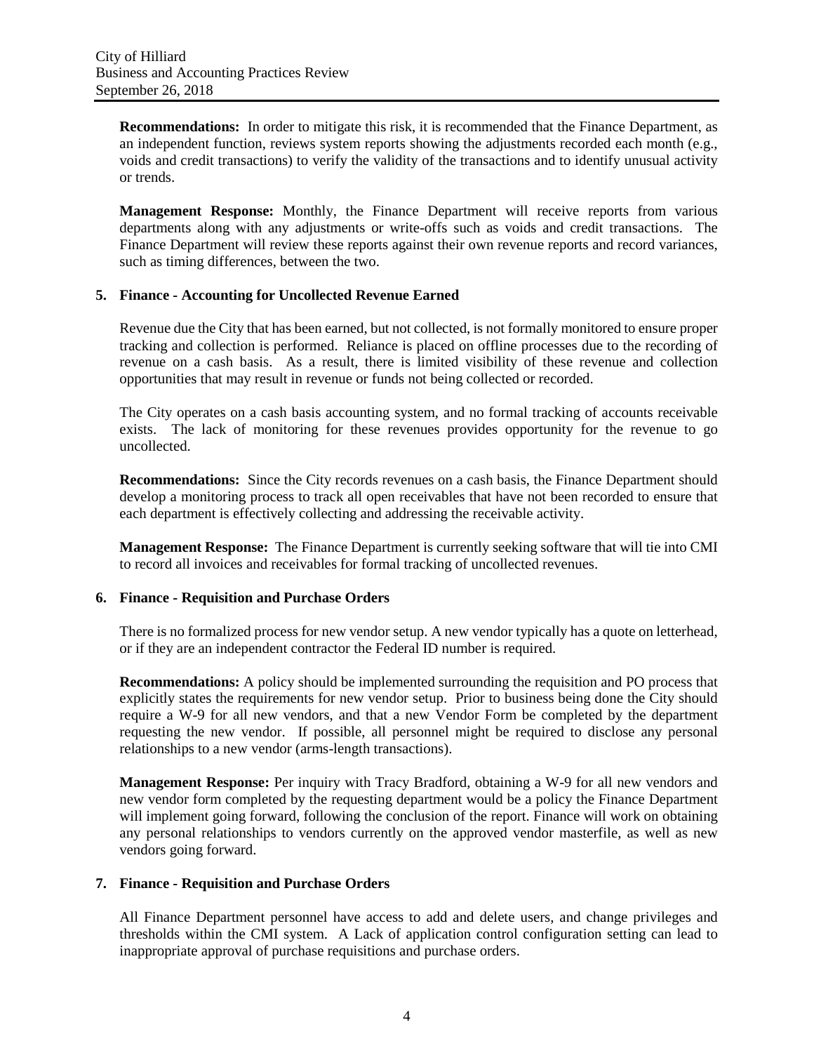**Recommendations:** In order to mitigate this risk, it is recommended that the Finance Department, as an independent function, reviews system reports showing the adjustments recorded each month (e.g., voids and credit transactions) to verify the validity of the transactions and to identify unusual activity or trends.

**Management Response:** Monthly, the Finance Department will receive reports from various departments along with any adjustments or write-offs such as voids and credit transactions. The Finance Department will review these reports against their own revenue reports and record variances, such as timing differences, between the two.

**5. Finance - Accounting for Uncollected Revenue Earned**

Revenue due the City that has been earned, but not collected, is not formally monitored to ensure proper tracking and collection is performed. Reliance is placed on offline processes due to the recording of revenue on a cash basis. As a result, there is limited visibility of these revenue and collection opportunities that may result in revenue or funds not being collected or recorded.

The City operates on a cash basis accounting system, and no formal tracking of accounts receivable exists. The lack of monitoring for these revenues provides opportunity for the revenue to go uncollected.

**Recommendations:** Since the City records revenues on a cash basis, the Finance Department should develop a monitoring process to track all open receivables that have not been recorded to ensure that each department is effectively collecting and addressing the receivable activity.

**Management Response:** The Finance Department is currently seeking software that will tie into CMI to record all invoices and receivables for formal tracking of uncollected revenues.

**6. Finance - Requisition and Purchase Orders**

There is no formalized process for new vendor setup. A new vendor typically has a quote on letterhead, or if they are an independent contractor the Federal ID number is required.

**Recommendations:** A policy should be implemented surrounding the requisition and PO process that explicitly states the requirements for new vendor setup. Prior to business being done the City should require a W-9 for all new vendors, and that a new Vendor Form be completed by the department requesting the new vendor. If possible, all personnel might be required to disclose any personal relationships to a new vendor (arms-length transactions).

**Management Response:** Per inquiry with Tracy Bradford, obtaining a W-9 for all new vendors and new vendor form completed by the requesting department would be a policy the Finance Department will implement going forward, following the conclusion of the report. Finance will work on obtaining any personal relationships to vendors currently on the approved vendor masterfile, as well as new vendors going forward.

**7. Finance - Requisition and Purchase Orders**

All Finance Department personnel have access to add and delete users, and change privileges and thresholds within the CMI system. A Lack of application control configuration setting can lead to inappropriate approval of purchase requisitions and purchase orders.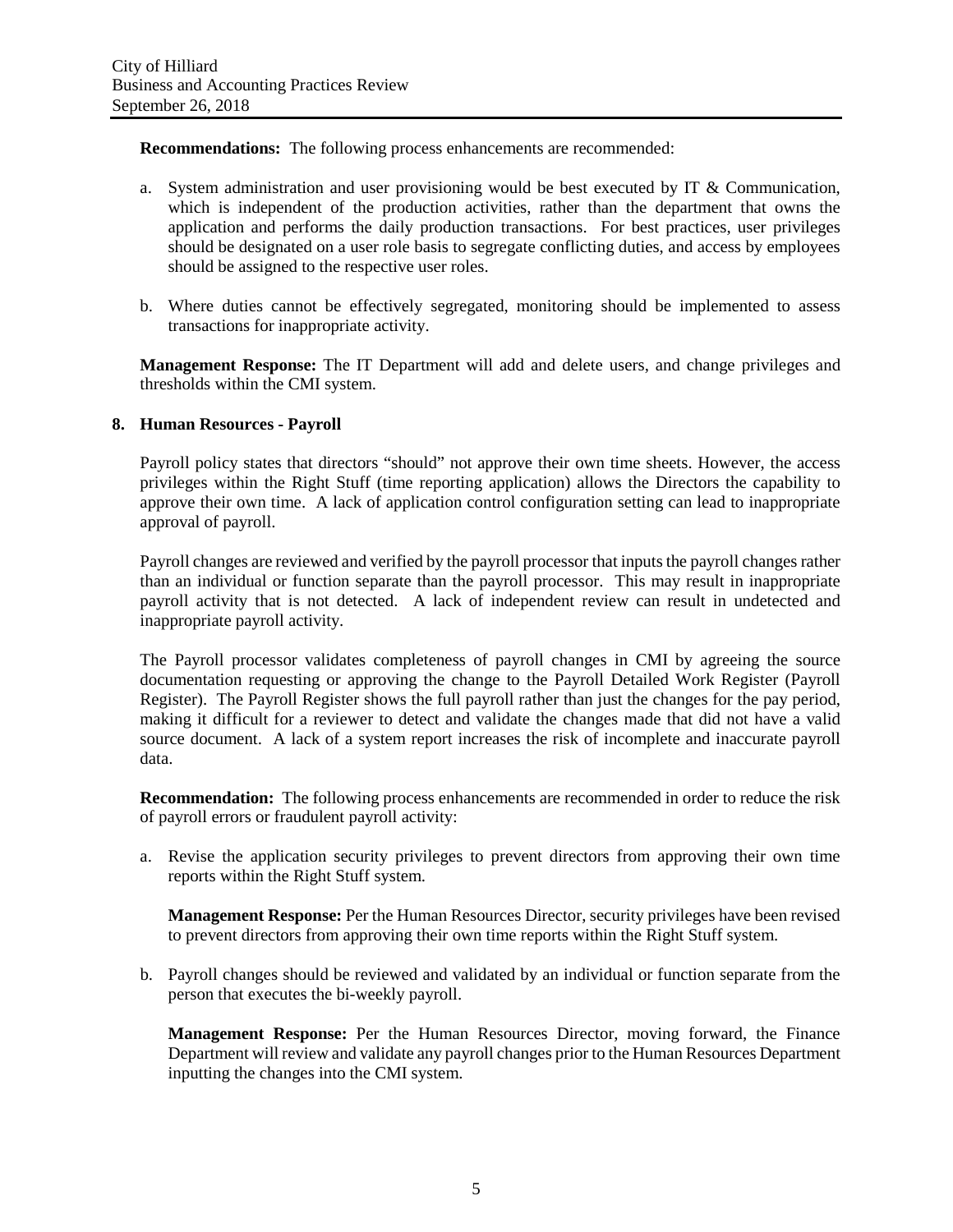**Recommendations:** The following process enhancements are recommended:

a. System administration and user provisioning would be best executed by IT & Communication, which is independent of the production activities, rather than the department that owns the application and performs the daily production transactions. For best practices, user privileges should be designated on a user role basis to segregate conflicting duties, and access by employees should be assigned to the respective user roles.

b. Where duties cannot be effectively segregated, monitoring should be implemented to assess transactions for inappropriate activity.

**Management Response:** The IT Department will add and delete users, and change privileges and thresholds within the CMI system.

**8. Human Resources - Payroll**

Payroll policy states that directors "should" not approve their own time sheets. However, the access privileges within the Right Stuff (time reporting application) allows the Directors the capability to approve their own time. A lack of application control configuration setting can lead to inappropriate approval of payroll.

Payroll changes are reviewed and verified by the payroll processor that inputs the payroll changes rather than an individual or function separate than the payroll processor. This may result in inappropriate payroll activity that is not detected. A lack of independent review can result in undetected and inappropriate payroll activity.

The Payroll processor validates completeness of payroll changes in CMI by agreeing the source documentation requesting or approving the change to the Payroll Detailed Work Register (Payroll Register). The Payroll Register shows the full payroll rather than just the changes for the pay period, making it difficult for a reviewer to detect and validate the changes made that did not have a valid source document. A lack of a system report increases the risk of incomplete and inaccurate payroll data.

**Recommendation:** The following process enhancements are recommended in order to reduce the risk of payroll errors or fraudulent payroll activity:

a. Revise the application security privileges to prevent directors from approving their own time reports within the Right Stuff system.

   **Management Response:** Per the Human Resources Director, security privileges have been revised to prevent directors from approving their own time reports within the Right Stuff system.

b. Payroll changes should be reviewed and validated by an individual or function separate from the person that executes the bi-weekly payroll.

   **Management Response:** Per the Human Resources Director, moving forward, the Finance Department will review and validate any payroll changes prior to the Human Resources Department inputting the changes into the CMI system.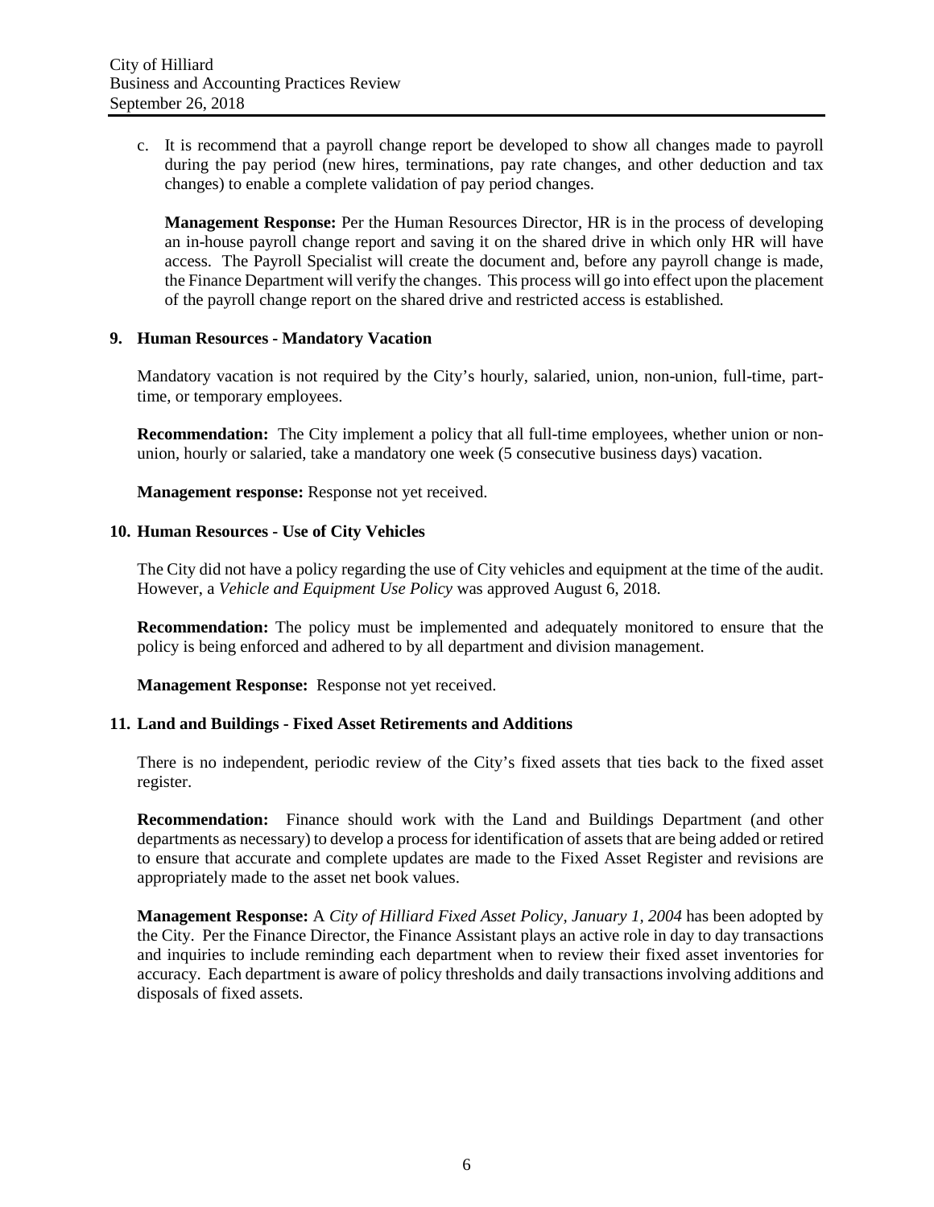c. It is recommend that a payroll change report be developed to show all changes made to payroll during the pay period (new hires, terminations, pay rate changes, and other deduction and tax changes) to enable a complete validation of pay period changes.

   **Management Response:** Per the Human Resources Director, HR is in the process of developing an in-house payroll change report and saving it on the shared drive in which only HR will have access. The Payroll Specialist will create the document and, before any payroll change is made, the Finance Department will verify the changes. This process will go into effect upon the placement of the payroll change report on the shared drive and restricted access is established.

**9. Human Resources - Mandatory Vacation**

Mandatory vacation is not required by the City's hourly, salaried, union, non-union, full-time, part-time, or temporary employees.

**Recommendation:** The City implement a policy that all full-time employees, whether union or non-union, hourly or salaried, take a mandatory one week (5 consecutive business days) vacation.

**Management response:** Response not yet received.

**10. Human Resources - Use of City Vehicles**

The City did not have a policy regarding the use of City vehicles and equipment at the time of the audit. However, a *Vehicle and Equipment Use Policy* was approved August 6, 2018.

**Recommendation:** The policy must be implemented and adequately monitored to ensure that the policy is being enforced and adhered to by all department and division management.

**Management Response:** Response not yet received.

**11. Land and Buildings - Fixed Asset Retirements and Additions**

There is no independent, periodic review of the City's fixed assets that ties back to the fixed asset register.

**Recommendation:** Finance should work with the Land and Buildings Department (and other departments as necessary) to develop a process for identification of assets that are being added or retired to ensure that accurate and complete updates are made to the Fixed Asset Register and revisions are appropriately made to the asset net book values.

**Management Response:** A *City of Hilliard Fixed Asset Policy, January 1, 2004* has been adopted by the City. Per the Finance Director, the Finance Assistant plays an active role in day to day transactions and inquiries to include reminding each department when to review their fixed asset inventories for accuracy. Each department is aware of policy thresholds and daily transactions involving additions and disposals of fixed assets.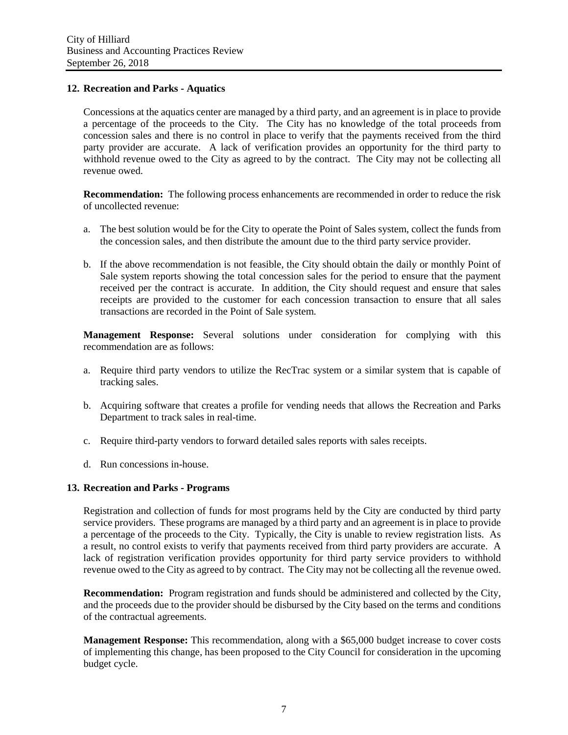### 12. Recreation and Parks - Aquatics

Concessions at the aquatics center are managed by a third party, and an agreement is in place to provide a percentage of the proceeds to the City. The City has no knowledge of the total proceeds from concession sales and there is no control in place to verify that the payments received from the third party provider are accurate. A lack of verification provides an opportunity for the third party to withhold revenue owed to the City as agreed to by the contract. The City may not be collecting all revenue owed.

**Recommendation:** The following process enhancements are recommended in order to reduce the risk of uncollected revenue:

a. The best solution would be for the City to operate the Point of Sales system, collect the funds from the concession sales, and then distribute the amount due to the third party service provider.

b. If the above recommendation is not feasible, the City should obtain the daily or monthly Point of Sale system reports showing the total concession sales for the period to ensure that the payment received per the contract is accurate. In addition, the City should request and ensure that sales receipts are provided to the customer for each concession transaction to ensure that all sales transactions are recorded in the Point of Sale system.

**Management Response:** Several solutions under consideration for complying with this recommendation are as follows:

a. Require third party vendors to utilize the RecTrac system or a similar system that is capable of tracking sales.

b. Acquiring software that creates a profile for vending needs that allows the Recreation and Parks Department to track sales in real-time.

c. Require third-party vendors to forward detailed sales reports with sales receipts.

d. Run concessions in-house.

### 13. Recreation and Parks - Programs

Registration and collection of funds for most programs held by the City are conducted by third party service providers. These programs are managed by a third party and an agreement is in place to provide a percentage of the proceeds to the City. Typically, the City is unable to review registration lists. As a result, no control exists to verify that payments received from third party providers are accurate. A lack of registration verification provides opportunity for third party service providers to withhold revenue owed to the City as agreed to by contract. The City may not be collecting all the revenue owed.

**Recommendation:** Program registration and funds should be administered and collected by the City, and the proceeds due to the provider should be disbursed by the City based on the terms and conditions of the contractual agreements.

**Management Response:** This recommendation, along with a $65,000 budget increase to cover costs of implementing this change, has been proposed to the City Council for consideration in the upcoming budget cycle.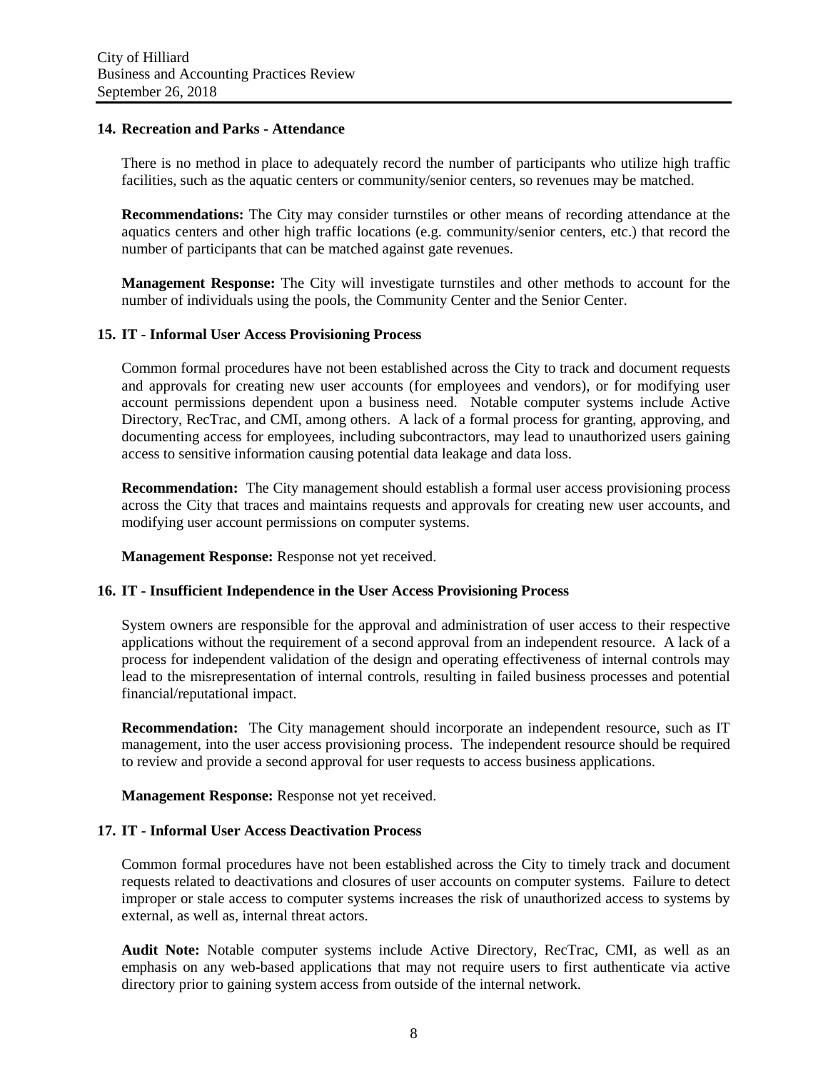### 14. Recreation and Parks - Attendance

There is no method in place to adequately record the number of participants who utilize high traffic facilities, such as the aquatic centers or community/senior centers, so revenues may be matched.

**Recommendations:** The City may consider turnstiles or other means of recording attendance at the aquatics centers and other high traffic locations (e.g. community/senior centers, etc.) that record the number of participants that can be matched against gate revenues.

**Management Response:** The City will investigate turnstiles and other methods to account for the number of individuals using the pools, the Community Center and the Senior Center.

### 15. IT - Informal User Access Provisioning Process

Common formal procedures have not been established across the City to track and document requests and approvals for creating new user accounts (for employees and vendors), or for modifying user account permissions dependent upon a business need. Notable computer systems include Active Directory, RecTrac, and CMI, among others. A lack of a formal process for granting, approving, and documenting access for employees, including subcontractors, may lead to unauthorized users gaining access to sensitive information causing potential data leakage and data loss.

**Recommendation:** The City management should establish a formal user access provisioning process across the City that traces and maintains requests and approvals for creating new user accounts, and modifying user account permissions on computer systems.

**Management Response:** Response not yet received.

### 16. IT - Insufficient Independence in the User Access Provisioning Process

System owners are responsible for the approval and administration of user access to their respective applications without the requirement of a second approval from an independent resource. A lack of a process for independent validation of the design and operating effectiveness of internal controls may lead to the misrepresentation of internal controls, resulting in failed business processes and potential financial/reputational impact.

**Recommendation:** The City management should incorporate an independent resource, such as IT management, into the user access provisioning process. The independent resource should be required to review and provide a second approval for user requests to access business applications.

**Management Response:** Response not yet received.

### 17. IT - Informal User Access Deactivation Process

Common formal procedures have not been established across the City to timely track and document requests related to deactivations and closures of user accounts on computer systems. Failure to detect improper or stale access to computer systems increases the risk of unauthorized access to systems by external, as well as, internal threat actors.

**Audit Note:** Notable computer systems include Active Directory, RecTrac, CMI, as well as an emphasis on any web-based applications that may not require users to first authenticate via active directory prior to gaining system access from outside of the internal network.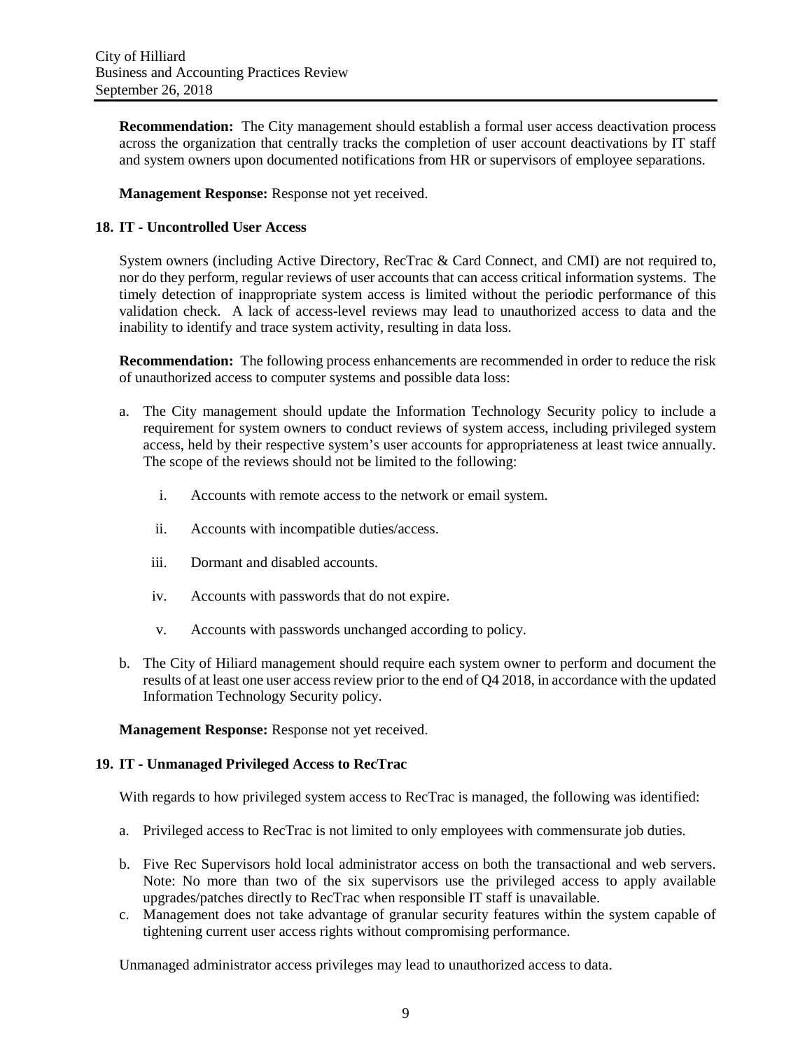**Recommendation:** The City management should establish a formal user access deactivation process across the organization that centrally tracks the completion of user account deactivations by IT staff and system owners upon documented notifications from HR or supervisors of employee separations.

**Management Response:** Response not yet received.

**18. IT - Uncontrolled User Access**

System owners (including Active Directory, RecTrac & Card Connect, and CMI) are not required to, nor do they perform, regular reviews of user accounts that can access critical information systems. The timely detection of inappropriate system access is limited without the periodic performance of this validation check. A lack of access-level reviews may lead to unauthorized access to data and the inability to identify and trace system activity, resulting in data loss.

**Recommendation:** The following process enhancements are recommended in order to reduce the risk of unauthorized access to computer systems and possible data loss:

a. The City management should update the Information Technology Security policy to include a requirement for system owners to conduct reviews of system access, including privileged system access, held by their respective system's user accounts for appropriateness at least twice annually. The scope of the reviews should not be limited to the following:

   i. Accounts with remote access to the network or email system.

   ii. Accounts with incompatible duties/access.

   iii. Dormant and disabled accounts.

   iv. Accounts with passwords that do not expire.

   v. Accounts with passwords unchanged according to policy.

b. The City of Hiliard management should require each system owner to perform and document the results of at least one user access review prior to the end of Q4 2018, in accordance with the updated Information Technology Security policy.

**Management Response:** Response not yet received.

**19. IT - Unmanaged Privileged Access to RecTrac**

With regards to how privileged system access to RecTrac is managed, the following was identified:

a. Privileged access to RecTrac is not limited to only employees with commensurate job duties.

b. Five Rec Supervisors hold local administrator access on both the transactional and web servers. Note: No more than two of the six supervisors use the privileged access to apply available upgrades/patches directly to RecTrac when responsible IT staff is unavailable.

c. Management does not take advantage of granular security features within the system capable of tightening current user access rights without compromising performance.

Unmanaged administrator access privileges may lead to unauthorized access to data.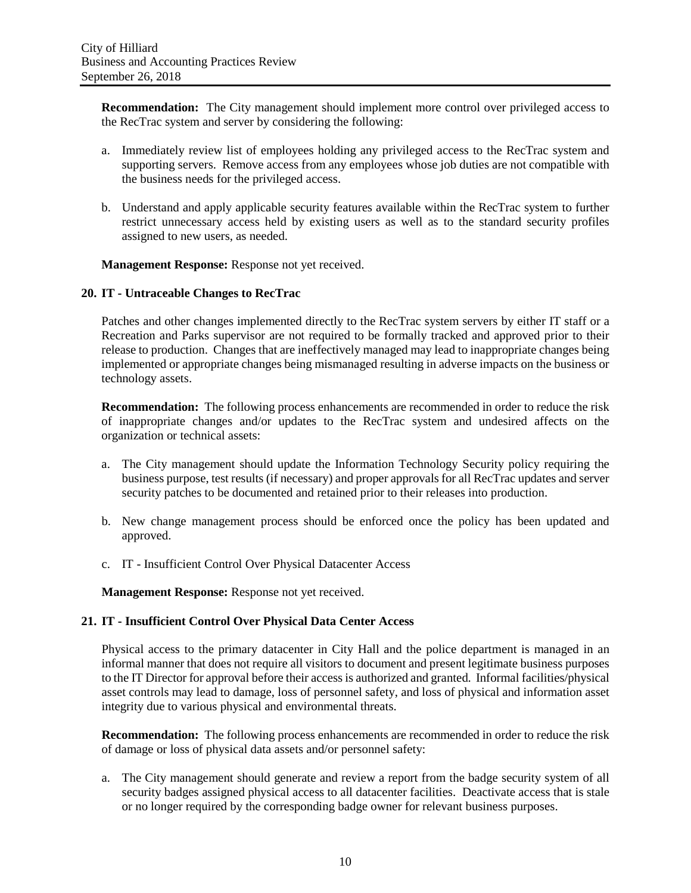**Recommendation:** The City management should implement more control over privileged access to the RecTrac system and server by considering the following:

a. Immediately review list of employees holding any privileged access to the RecTrac system and supporting servers. Remove access from any employees whose job duties are not compatible with the business needs for the privileged access.

b. Understand and apply applicable security features available within the RecTrac system to further restrict unnecessary access held by existing users as well as to the standard security profiles assigned to new users, as needed.

**Management Response:** Response not yet received.

**20. IT - Untraceable Changes to RecTrac**

Patches and other changes implemented directly to the RecTrac system servers by either IT staff or a Recreation and Parks supervisor are not required to be formally tracked and approved prior to their release to production. Changes that are ineffectively managed may lead to inappropriate changes being implemented or appropriate changes being mismanaged resulting in adverse impacts on the business or technology assets.

**Recommendation:** The following process enhancements are recommended in order to reduce the risk of inappropriate changes and/or updates to the RecTrac system and undesired affects on the organization or technical assets:

a. The City management should update the Information Technology Security policy requiring the business purpose, test results (if necessary) and proper approvals for all RecTrac updates and server security patches to be documented and retained prior to their releases into production.

b. New change management process should be enforced once the policy has been updated and approved.

c. IT - Insufficient Control Over Physical Datacenter Access

**Management Response:** Response not yet received.

**21. IT - Insufficient Control Over Physical Data Center Access**

Physical access to the primary datacenter in City Hall and the police department is managed in an informal manner that does not require all visitors to document and present legitimate business purposes to the IT Director for approval before their access is authorized and granted. Informal facilities/physical asset controls may lead to damage, loss of personnel safety, and loss of physical and information asset integrity due to various physical and environmental threats.

**Recommendation:** The following process enhancements are recommended in order to reduce the risk of damage or loss of physical data assets and/or personnel safety:

a. The City management should generate and review a report from the badge security system of all security badges assigned physical access to all datacenter facilities. Deactivate access that is stale or no longer required by the corresponding badge owner for relevant business purposes.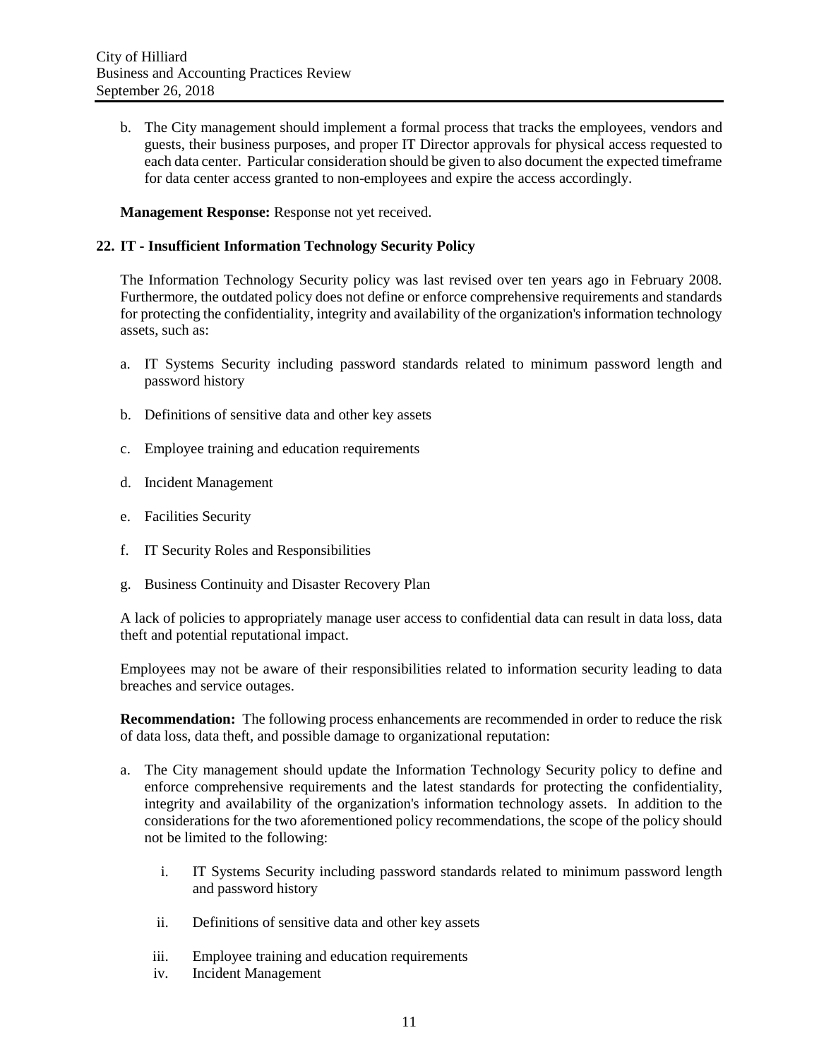b. The City management should implement a formal process that tracks the employees, vendors and guests, their business purposes, and proper IT Director approvals for physical access requested to each data center. Particular consideration should be given to also document the expected timeframe for data center access granted to non-employees and expire the access accordingly.

**Management Response:** Response not yet received.

**22. IT - Insufficient Information Technology Security Policy**

The Information Technology Security policy was last revised over ten years ago in February 2008. Furthermore, the outdated policy does not define or enforce comprehensive requirements and standards for protecting the confidentiality, integrity and availability of the organization's information technology assets, such as:

a. IT Systems Security including password standards related to minimum password length and password history

b. Definitions of sensitive data and other key assets

c. Employee training and education requirements

d. Incident Management

e. Facilities Security

f. IT Security Roles and Responsibilities

g. Business Continuity and Disaster Recovery Plan

A lack of policies to appropriately manage user access to confidential data can result in data loss, data theft and potential reputational impact.

Employees may not be aware of their responsibilities related to information security leading to data breaches and service outages.

**Recommendation:** The following process enhancements are recommended in order to reduce the risk of data loss, data theft, and possible damage to organizational reputation:

a. The City management should update the Information Technology Security policy to define and enforce comprehensive requirements and the latest standards for protecting the confidentiality, integrity and availability of the organization's information technology assets. In addition to the considerations for the two aforementioned policy recommendations, the scope of the policy should not be limited to the following:

   i. IT Systems Security including password standards related to minimum password length and password history

   ii. Definitions of sensitive data and other key assets

   iii. Employee training and education requirements

   iv. Incident Management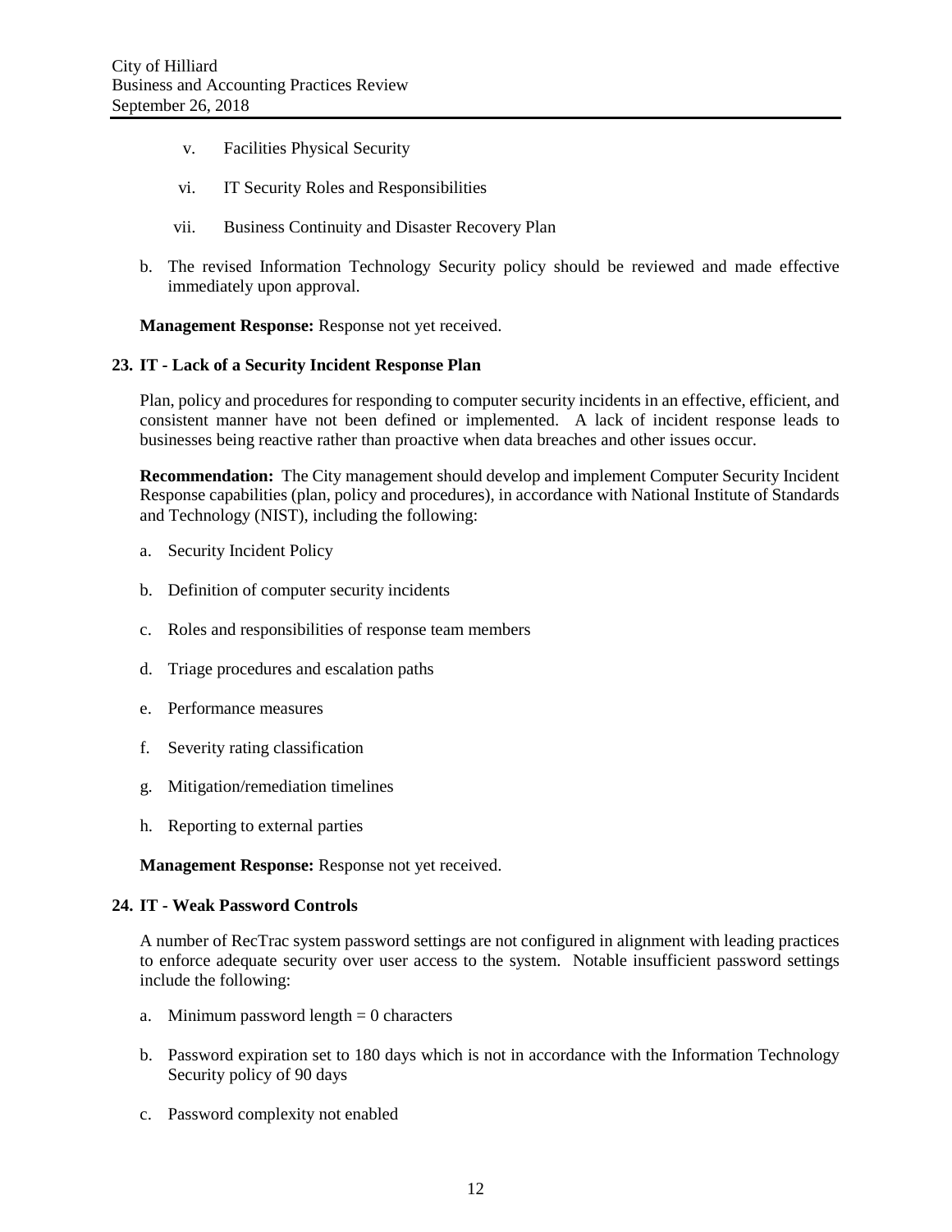v. Facilities Physical Security

   vi. IT Security Roles and Responsibilities

   vii. Business Continuity and Disaster Recovery Plan

b. The revised Information Technology Security policy should be reviewed and made effective immediately upon approval.

**Management Response:** Response not yet received.

### 23. IT - Lack of a Security Incident Response Plan

Plan, policy and procedures for responding to computer security incidents in an effective, efficient, and consistent manner have not been defined or implemented. A lack of incident response leads to businesses being reactive rather than proactive when data breaches and other issues occur.

**Recommendation:** The City management should develop and implement Computer Security Incident Response capabilities (plan, policy and procedures), in accordance with National Institute of Standards and Technology (NIST), including the following:

a. Security Incident Policy

b. Definition of computer security incidents

c. Roles and responsibilities of response team members

d. Triage procedures and escalation paths

e. Performance measures

f. Severity rating classification

g. Mitigation/remediation timelines

h. Reporting to external parties

**Management Response:** Response not yet received.

### 24. IT - Weak Password Controls

A number of RecTrac system password settings are not configured in alignment with leading practices to enforce adequate security over user access to the system. Notable insufficient password settings include the following:

a. Minimum password length = 0 characters

b. Password expiration set to 180 days which is not in accordance with the Information Technology Security policy of 90 days

c. Password complexity not enabled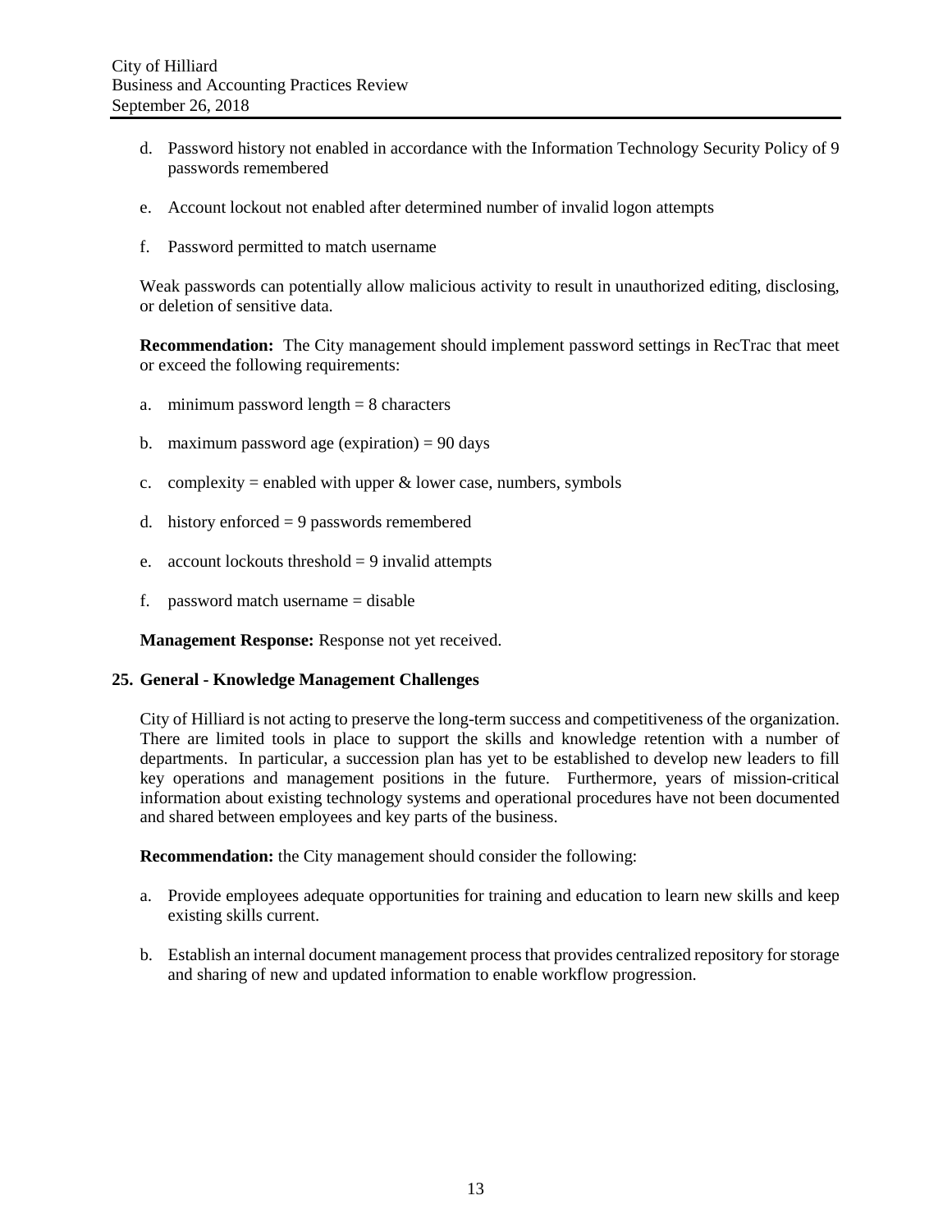d. Password history not enabled in accordance with the Information Technology Security Policy of 9 passwords remembered

e. Account lockout not enabled after determined number of invalid logon attempts

f. Password permitted to match username

Weak passwords can potentially allow malicious activity to result in unauthorized editing, disclosing, or deletion of sensitive data.

**Recommendation:** The City management should implement password settings in RecTrac that meet or exceed the following requirements:

a. minimum password length = 8 characters

b. maximum password age (expiration) = 90 days

c. complexity = enabled with upper & lower case, numbers, symbols

d. history enforced = 9 passwords remembered

e. account lockouts threshold = 9 invalid attempts

f. password match username = disable

**Management Response:** Response not yet received.

### 25. General - Knowledge Management Challenges

City of Hilliard is not acting to preserve the long-term success and competitiveness of the organization. There are limited tools in place to support the skills and knowledge retention with a number of departments. In particular, a succession plan has yet to be established to develop new leaders to fill key operations and management positions in the future. Furthermore, years of mission-critical information about existing technology systems and operational procedures have not been documented and shared between employees and key parts of the business.

**Recommendation:** the City management should consider the following:

a. Provide employees adequate opportunities for training and education to learn new skills and keep existing skills current.

b. Establish an internal document management process that provides centralized repository for storage and sharing of new and updated information to enable workflow progression.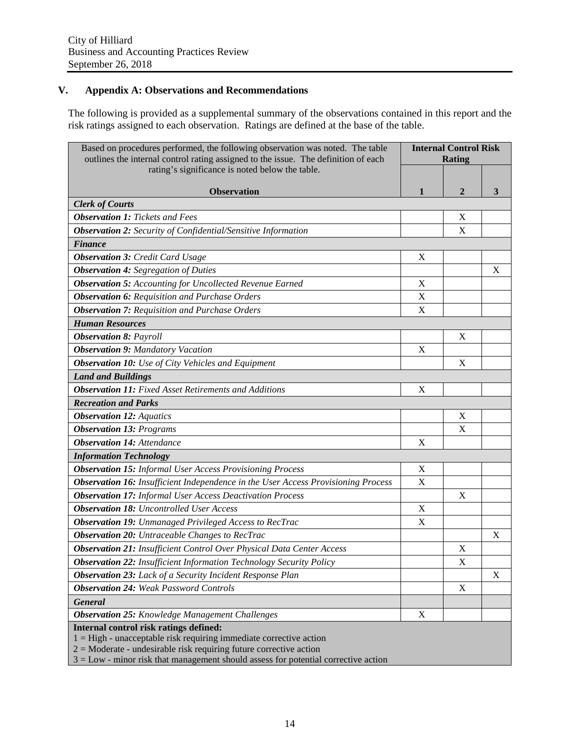City of Hilliard
Business and Accounting Practices Review
September 26, 2018

## V. Appendix A: Observations and Recommendations

The following is provided as a supplemental summary of the observations contained in this report and the risk ratings assigned to each observation. Ratings are defined at the base of the table.

| Based on procedures performed, the following observation was noted. The table outlines the internal control rating assigned to the issue. The definition of each rating's significance is noted below the table. | Internal Control Risk Rating | | |
|---|---|---|---|
| **Observation** | **1** | **2** | **3** |
| ***Clerk of Courts*** | | | |
| ***Observation 1:*** *Tickets and Fees* | | X | |
| ***Observation 2:*** *Security of Confidential/Sensitive Information* | | X | |
| ***Finance*** | | | |
| ***Observation 3:*** *Credit Card Usage* | X | | |
| ***Observation 4:*** *Segregation of Duties* | | | X |
| ***Observation 5:*** *Accounting for Uncollected Revenue Earned* | X | | |
| ***Observation 6:*** *Requisition and Purchase Orders* | X | | |
| ***Observation 7:*** *Requisition and Purchase Orders* | X | | |
| ***Human Resources*** | | | |
| ***Observation 8:*** *Payroll* | | X | |
| ***Observation 9:*** *Mandatory Vacation* | X | | |
| ***Observation 10:*** *Use of City Vehicles and Equipment* | | X | |
| ***Land and Buildings*** | | | |
| ***Observation 11:*** *Fixed Asset Retirements and Additions* | X | | |
| ***Recreation and Parks*** | | | |
| ***Observation 12:*** *Aquatics* | | X | |
| ***Observation 13:*** *Programs* | | X | |
| ***Observation 14:*** *Attendance* | X | | |
| ***Information Technology*** | | | |
| ***Observation 15:*** *Informal User Access Provisioning Process* | X | | |
| ***Observation 16:*** *Insufficient Independence in the User Access Provisioning Process* | X | | |
| ***Observation 17:*** *Informal User Access Deactivation Process* | | X | |
| ***Observation 18:*** *Uncontrolled User Access* | X | | |
| ***Observation 19:*** *Unmanaged Privileged Access to RecTrac* | X | | |
| ***Observation 20:*** *Untraceable Changes to RecTrac* | | | X |
| ***Observation 21:*** *Insufficient Control Over Physical Data Center Access* | | X | |
| ***Observation 22:*** *Insufficient Information Technology Security Policy* | | X | |
| ***Observation 23:*** *Lack of a Security Incident Response Plan* | | | X |
| ***Observation 24:*** *Weak Password Controls* | | X | |
| ***General*** | | | |
| ***Observation 25:*** *Knowledge Management Challenges* | X | | |

**Internal control risk ratings defined:**
1 = High - unacceptable risk requiring immediate corrective action
2 = Moderate - undesirable risk requiring future corrective action
3 = Low - minor risk that management should assess for potential corrective action